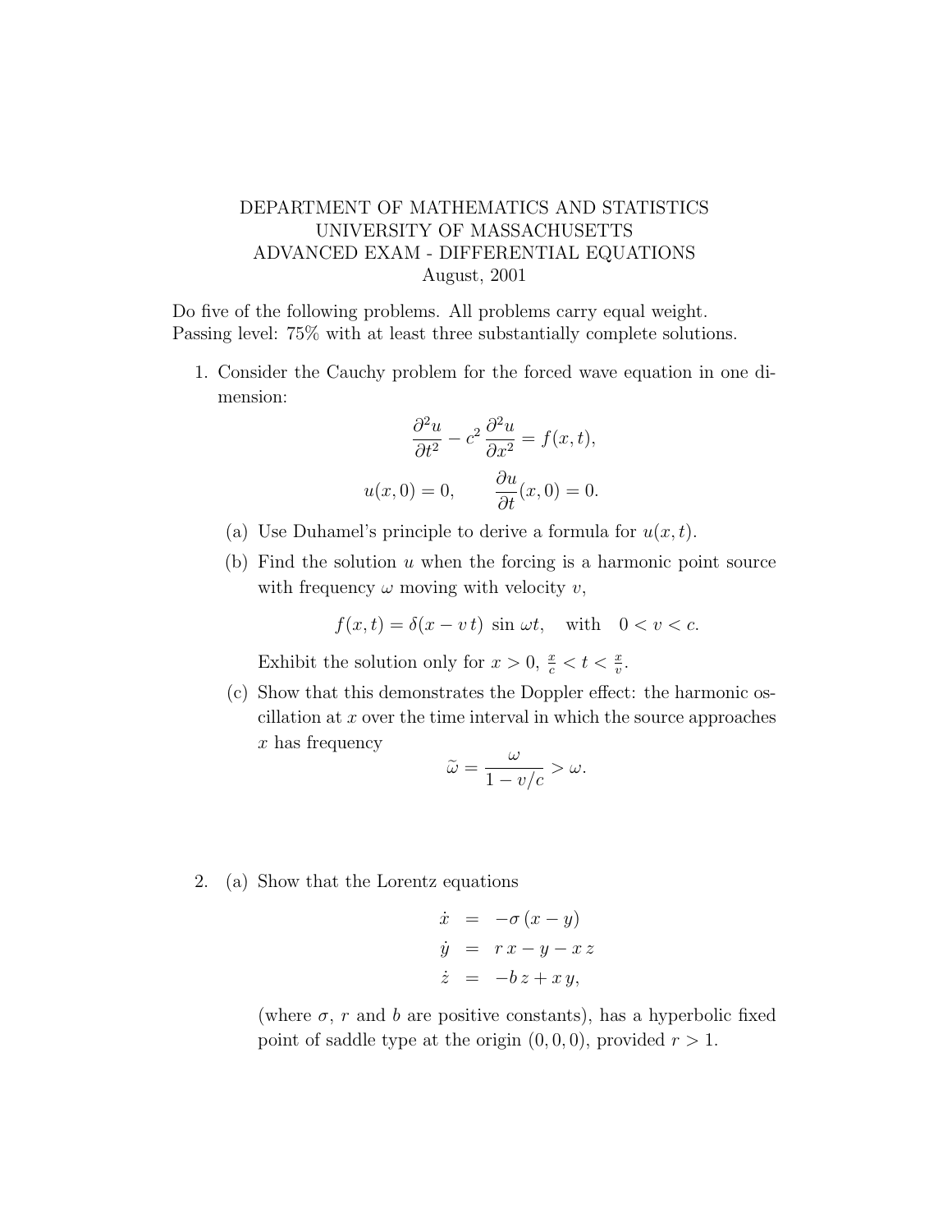DEPARTMENT OF MATHEMATICS AND STATISTICS
UNIVERSITY OF MASSACHUSETTS
ADVANCED EXAM - DIFFERENTIAL EQUATIONS
August, 2001

Do five of the following problems. All problems carry equal weight.
Passing level: 75% with at least three substantially complete solutions.

1. Consider the Cauchy problem for the forced wave equation in one dimension:

$$\frac{\partial^2 u}{\partial t^2} - c^2 \frac{\partial^2 u}{\partial x^2} = f(x,t),$$

$$u(x,0) = 0, \qquad \frac{\partial u}{\partial t}(x,0) = 0.$$

   (a) Use Duhamel's principle to derive a formula for $u(x,t)$.

   (b) Find the solution $u$ when the forcing is a harmonic point source with frequency $\omega$ moving with velocity $v$,

$$f(x,t) = \delta(x - v\,t)\ \sin \omega t, \quad \text{with} \quad 0 < v < c.$$

   Exhibit the solution only for $x > 0$, $\frac{x}{c} < t < \frac{x}{v}$.

   (c) Show that this demonstrates the Doppler effect: the harmonic oscillation at $x$ over the time interval in which the source approaches $x$ has frequency

$$\widetilde{\omega} = \frac{\omega}{1 - v/c} > \omega.$$

2. (a) Show that the Lorentz equations

$$\begin{aligned} \dot{x} &= -\sigma\,(x - y) \\ \dot{y} &= r\,x - y - x\,z \\ \dot{z} &= -b\,z + x\,y, \end{aligned}$$

   (where $\sigma$, $r$ and $b$ are positive constants), has a hyperbolic fixed point of saddle type at the origin $(0,0,0)$, provided $r > 1$.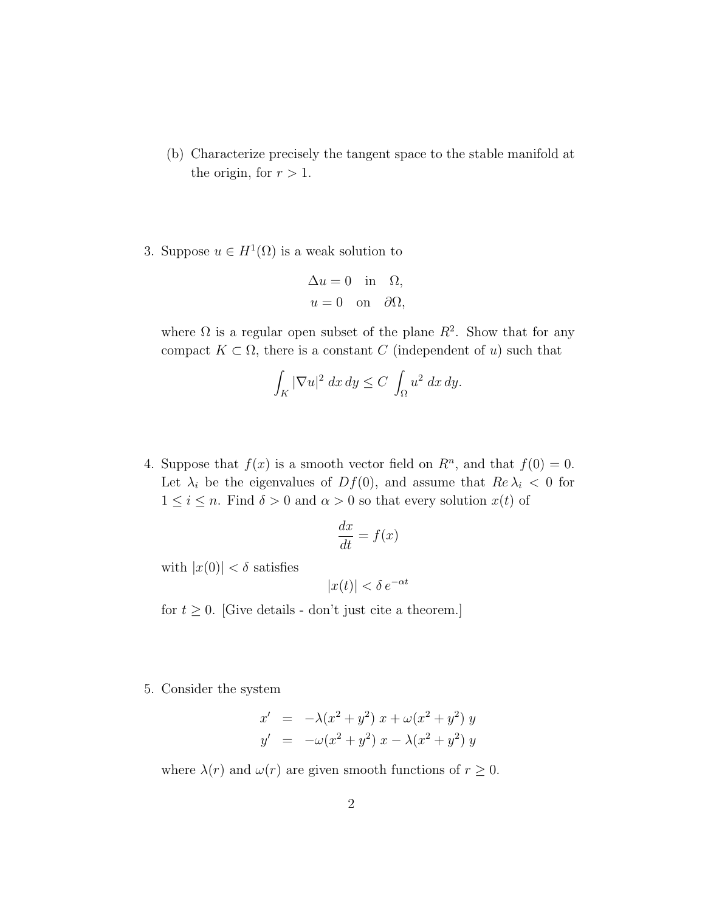(b) Characterize precisely the tangent space to the stable manifold at the origin, for $r > 1$.

3. Suppose $u \in H^1(\Omega)$ is a weak solution to

$$
\begin{aligned}
\Delta u &= 0 \quad \text{in} \quad \Omega, \\
u &= 0 \quad \text{on} \quad \partial\Omega,
\end{aligned}
$$

where $\Omega$ is a regular open subset of the plane $R^2$. Show that for any compact $K \subset \Omega$, there is a constant $C$ (independent of $u$) such that

$$
\int_K |\nabla u|^2 \, dx \, dy \leq C \int_\Omega u^2 \, dx \, dy.
$$

4. Suppose that $f(x)$ is a smooth vector field on $R^n$, and that $f(0) = 0$. Let $\lambda_i$ be the eigenvalues of $Df(0)$, and assume that $Re\, \lambda_i < 0$ for $1 \leq i \leq n$. Find $\delta > 0$ and $\alpha > 0$ so that every solution $x(t)$ of

$$
\frac{dx}{dt} = f(x)
$$

with $|x(0)| < \delta$ satisfies

$$
|x(t)| < \delta \, e^{-\alpha t}
$$

for $t \geq 0$. [Give details - don't just cite a theorem.]

5. Consider the system

$$
\begin{aligned}
x' &= -\lambda(x^2 + y^2) \, x + \omega(x^2 + y^2) \, y \\
y' &= -\omega(x^2 + y^2) \, x - \lambda(x^2 + y^2) \, y
\end{aligned}
$$

where $\lambda(r)$ and $\omega(r)$ are given smooth functions of $r \geq 0$.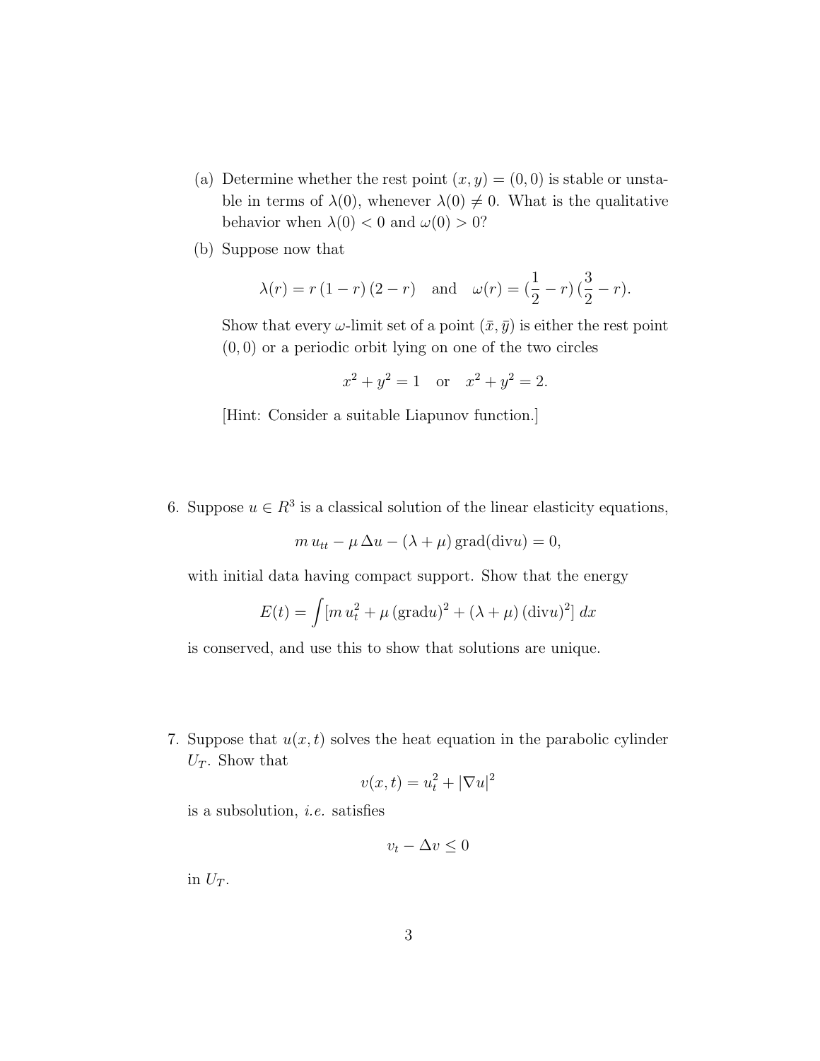(a) Determine whether the rest point $(x, y) = (0, 0)$ is stable or unstable in terms of $\lambda(0)$, whenever $\lambda(0) \neq 0$. What is the qualitative behavior when $\lambda(0) < 0$ and $\omega(0) > 0$?

(b) Suppose now that

$$\lambda(r) = r\,(1 - r)\,(2 - r) \quad \text{and} \quad \omega(r) = (\frac{1}{2} - r)\,(\frac{3}{2} - r).$$

Show that every $\omega$-limit set of a point $(\bar{x}, \bar{y})$ is either the rest point $(0, 0)$ or a periodic orbit lying on one of the two circles

$$x^2 + y^2 = 1 \quad \text{or} \quad x^2 + y^2 = 2.$$

[Hint: Consider a suitable Liapunov function.]

6. Suppose $u \in R^3$ is a classical solution of the linear elasticity equations,

$$m\,u_{tt} - \mu\,\Delta u - (\lambda + \mu)\,\mathrm{grad}(\mathrm{div} u) = 0,$$

with initial data having compact support. Show that the energy

$$E(t) = \int [m\,u_t^2 + \mu\,(\mathrm{grad} u)^2 + (\lambda + \mu)\,(\mathrm{div} u)^2]\,dx$$

is conserved, and use this to show that solutions are unique.

7. Suppose that $u(x, t)$ solves the heat equation in the parabolic cylinder $U_T$. Show that

$$v(x, t) = u_t^2 + |\nabla u|^2$$

is a subsolution, *i.e.* satisfies

$$v_t - \Delta v \leq 0$$

in $U_T$.